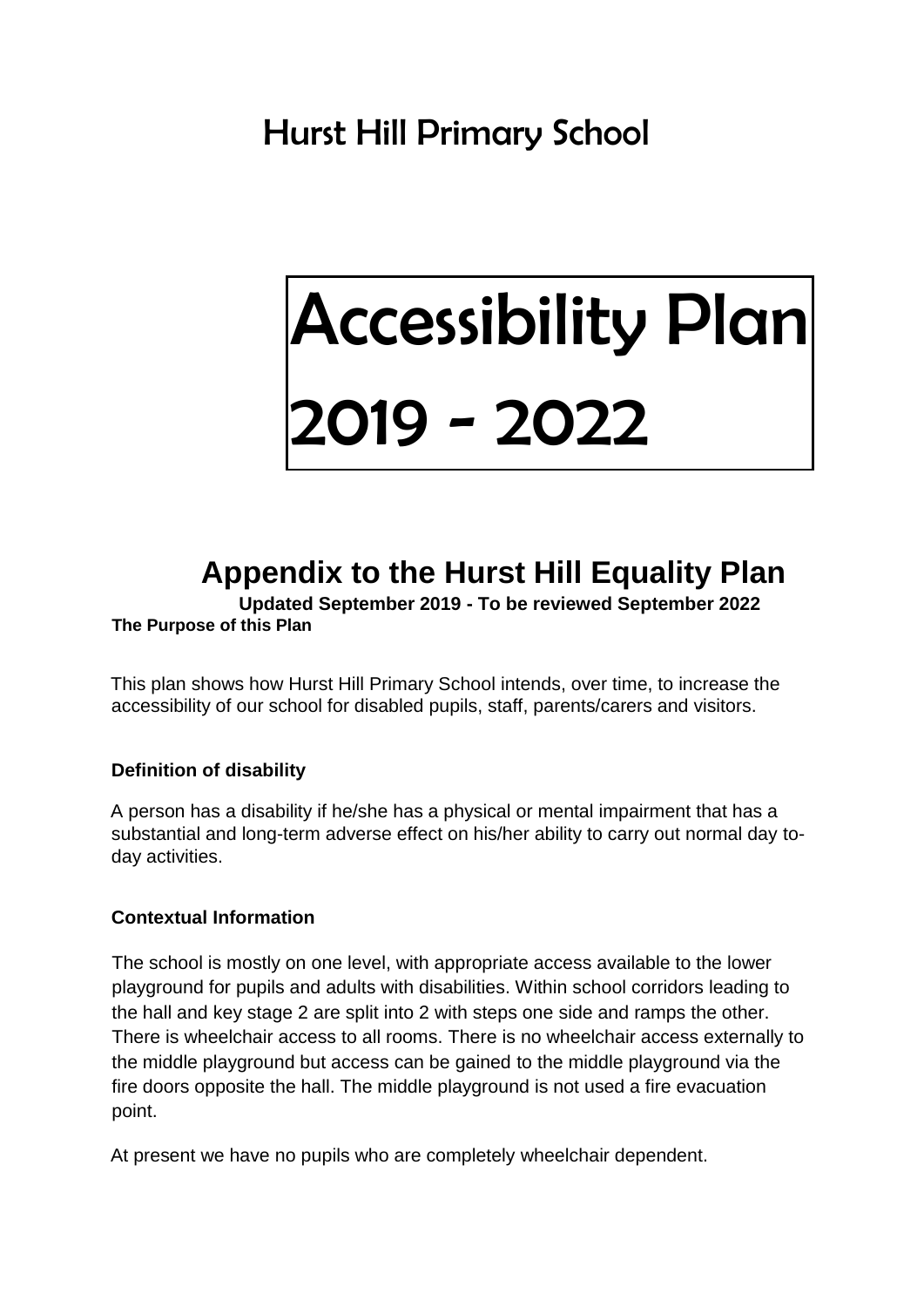# Hurst Hill Primary School

# Accessibility Plan 2019 - 2022

## Appendix to the Hurst Hill Equality Plan

**Updated September 2019 - To be reviewed September 2022**

**The Purpose of this Plan**

This plan shows how Hurst Hill Primary School intends, over time, to increase the accessibility of our school for disabled pupils, staff, parents/carers and visitors.

**Definition of disability**

A person has a disability if he/she has a physical or mental impairment that has a substantial and long-term adverse effect on his/her ability to carry out normal day to-day activities.

**Contextual Information**

The school is mostly on one level, with appropriate access available to the lower playground for pupils and adults with disabilities. Within school corridors leading to the hall and key stage 2 are split into 2 with steps one side and ramps the other. There is wheelchair access to all rooms. There is no wheelchair access externally to the middle playground but access can be gained to the middle playground via the fire doors opposite the hall. The middle playground is not used a fire evacuation point.

At present we have no pupils who are completely wheelchair dependent.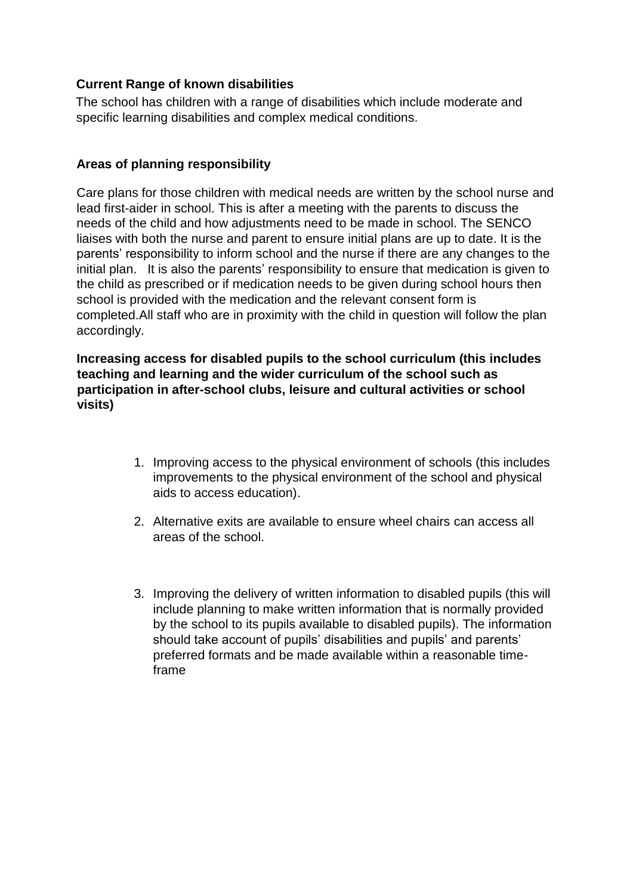**Current Range of known disabilities**

The school has children with a range of disabilities which include moderate and specific learning disabilities and complex medical conditions.

**Areas of planning responsibility**

Care plans for those children with medical needs are written by the school nurse and lead first-aider in school. This is after a meeting with the parents to discuss the needs of the child and how adjustments need to be made in school. The SENCO liaises with both the nurse and parent to ensure initial plans are up to date. It is the parents' responsibility to inform school and the nurse if there are any changes to the initial plan. It is also the parents' responsibility to ensure that medication is given to the child as prescribed or if medication needs to be given during school hours then school is provided with the medication and the relevant consent form is completed.All staff who are in proximity with the child in question will follow the plan accordingly.

**Increasing access for disabled pupils to the school curriculum (this includes teaching and learning and the wider curriculum of the school such as participation in after-school clubs, leisure and cultural activities or school visits)**

1. Improving access to the physical environment of schools (this includes improvements to the physical environment of the school and physical aids to access education).
2. Alternative exits are available to ensure wheel chairs can access all areas of the school.
3. Improving the delivery of written information to disabled pupils (this will include planning to make written information that is normally provided by the school to its pupils available to disabled pupils). The information should take account of pupils' disabilities and pupils' and parents' preferred formats and be made available within a reasonable time-frame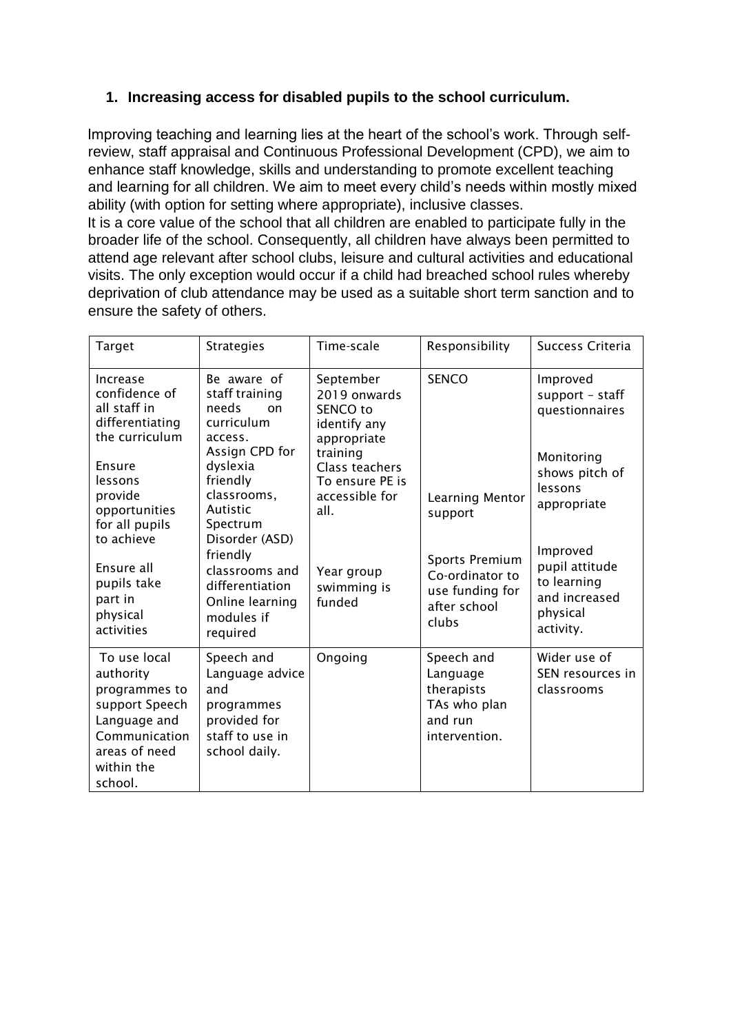## 1. Increasing access for disabled pupils to the school curriculum.

Improving teaching and learning lies at the heart of the school's work. Through self-review, staff appraisal and Continuous Professional Development (CPD), we aim to enhance staff knowledge, skills and understanding to promote excellent teaching and learning for all children. We aim to meet every child's needs within mostly mixed ability (with option for setting where appropriate), inclusive classes.
It is a core value of the school that all children are enabled to participate fully in the broader life of the school. Consequently, all children have always been permitted to attend age relevant after school clubs, leisure and cultural activities and educational visits. The only exception would occur if a child had breached school rules whereby deprivation of club attendance may be used as a suitable short term sanction and to ensure the safety of others.

| Target | Strategies | Time-scale | Responsibility | Success Criteria |
|---|---|---|---|---|
| Increase confidence of all staff in differentiating the curriculum<br><br>Ensure lessons provide opportunities for all pupils to achieve<br><br>Ensure all pupils take part in physical activities | Be aware of staff training needs on curriculum access.<br>Assign CPD for dyslexia friendly classrooms, Autistic Spectrum Disorder (ASD) friendly classrooms and differentiation Online learning modules if required | September 2019 onwards SENCO to identify any appropriate training<br>Class teachers To ensure PE is accessible for all.<br><br>Year group swimming is funded | SENCO<br><br>Learning Mentor support<br><br>Sports Premium Co-ordinator to use funding for after school clubs | Improved support – staff questionnaires<br><br>Monitoring shows pitch of lessons appropriate<br><br>Improved pupil attitude to learning and increased physical activity. |
| To use local authority programmes to support Speech Language and Communication areas of need within the school. | Speech and Language advice and programmes provided for staff to use in school daily. | Ongoing | Speech and Language therapists TAs who plan and run intervention. | Wider use of SEN resources in classrooms |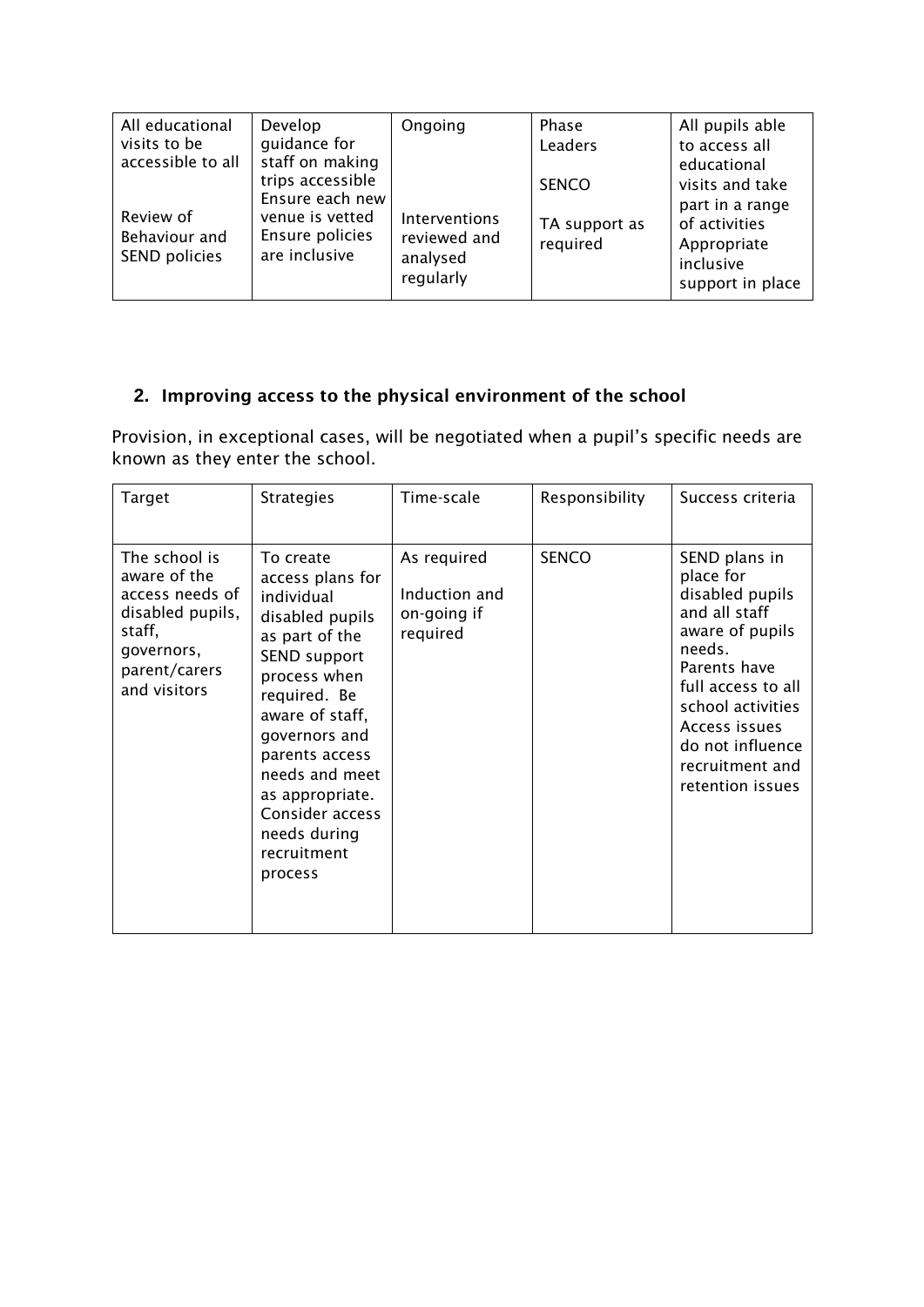| All educational visits to be accessible to all<br><br>Review of Behaviour and SEND policies | Develop guidance for staff on making trips accessible<br>Ensure each new venue is vetted<br>Ensure policies are inclusive | Ongoing<br><br>Interventions reviewed and analysed regularly | Phase Leaders<br><br>SENCO<br><br>TA support as required | All pupils able to access all educational visits and take part in a range of activities<br>Appropriate inclusive support in place |
|---|---|---|---|---|

## 2. Improving access to the physical environment of the school

Provision, in exceptional cases, will be negotiated when a pupil's specific needs are known as they enter the school.

| Target | Strategies | Time-scale | Responsibility | Success criteria |
|---|---|---|---|---|
| The school is aware of the access needs of disabled pupils, staff, governors, parent/carers and visitors | To create access plans for individual disabled pupils as part of the SEND support process when required. Be aware of staff, governors and parents access needs and meet as appropriate. Consider access needs during recruitment process | As required<br><br>Induction and on-going if required | SENCO | SEND plans in place for disabled pupils and all staff aware of pupils needs.<br>Parents have full access to all school activities<br>Access issues do not influence recruitment and retention issues |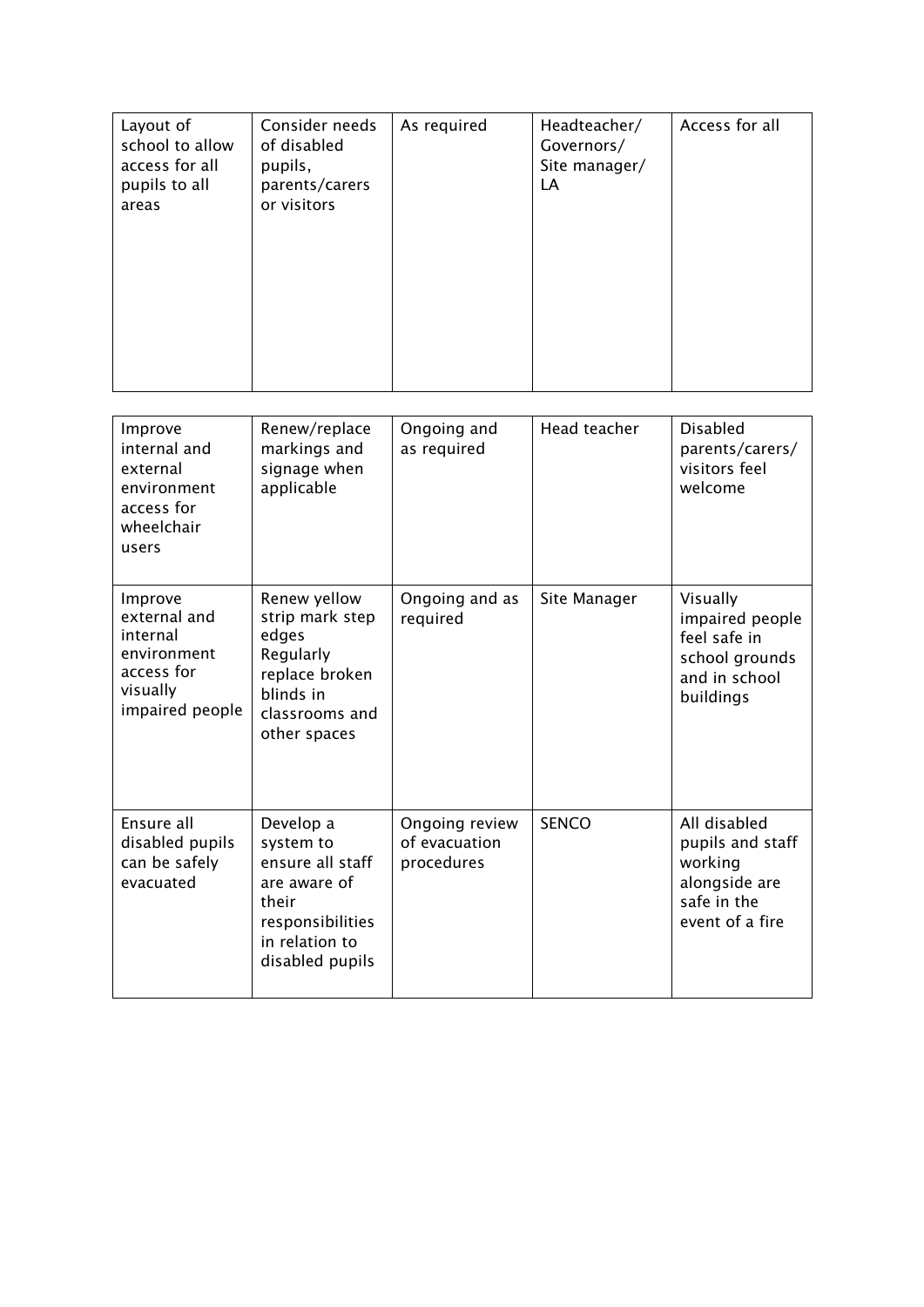| Layout of school to allow access for all pupils to all areas | Consider needs of disabled pupils, parents/carers or visitors | As required | Headteacher/ Governors/ Site manager/ LA | Access for all |
| --- | --- | --- | --- | --- |

| Improve internal and external environment access for wheelchair users | Renew/replace markings and signage when applicable | Ongoing and as required | Head teacher | Disabled parents/carers/ visitors feel welcome |
| --- | --- | --- | --- | --- |
| Improve external and internal environment access for visually impaired people | Renew yellow strip mark step edges<br>Regularly replace broken blinds in classrooms and other spaces | Ongoing and as required | Site Manager | Visually impaired people feel safe in school grounds and in school buildings |
| Ensure all disabled pupils can be safely evacuated | Develop a system to ensure all staff are aware of their responsibilities in relation to disabled pupils | Ongoing review of evacuation procedures | SENCO | All disabled pupils and staff working alongside are safe in the event of a fire |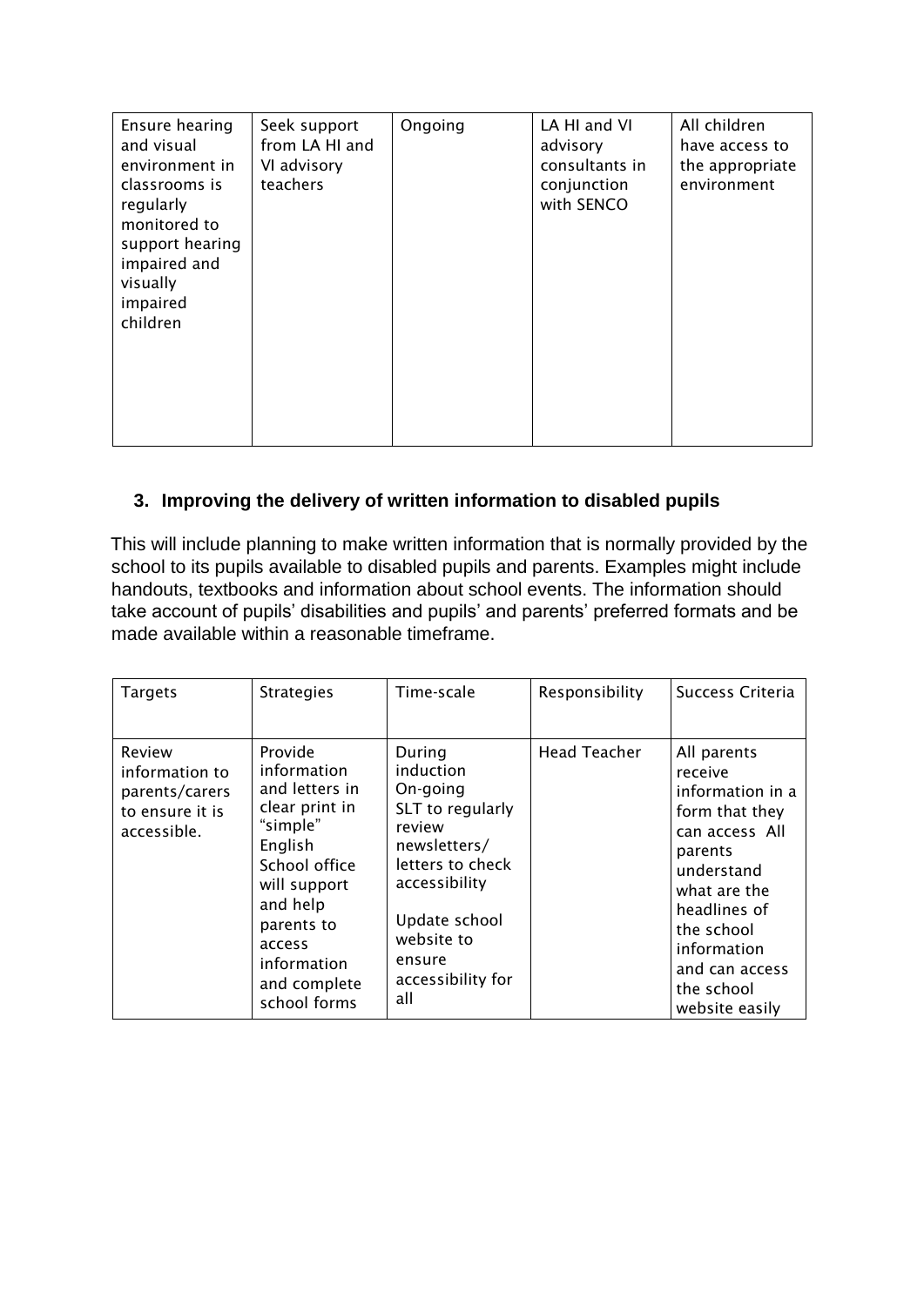| Ensure hearing and visual environment in classrooms is regularly monitored to support hearing impaired and visually impaired children | Seek support from LA HI and VI advisory teachers | Ongoing | LA HI and VI advisory consultants in conjunction with SENCO | All children have access to the appropriate environment |
|---|---|---|---|---|

## 3. Improving the delivery of written information to disabled pupils

This will include planning to make written information that is normally provided by the school to its pupils available to disabled pupils and parents. Examples might include handouts, textbooks and information about school events. The information should take account of pupils' disabilities and pupils' and parents' preferred formats and be made available within a reasonable timeframe.

| Targets | Strategies | Time-scale | Responsibility | Success Criteria |
|---|---|---|---|---|
| Review information to parents/carers to ensure it is accessible. | Provide information and letters in clear print in "simple" English School office will support and help parents to access information and complete school forms | During induction On-going SLT to regularly review newsletters/ letters to check accessibility Update school website to ensure accessibility for all | Head Teacher | All parents receive information in a form that they can access All parents understand what are the headlines of the school information and can access the school website easily |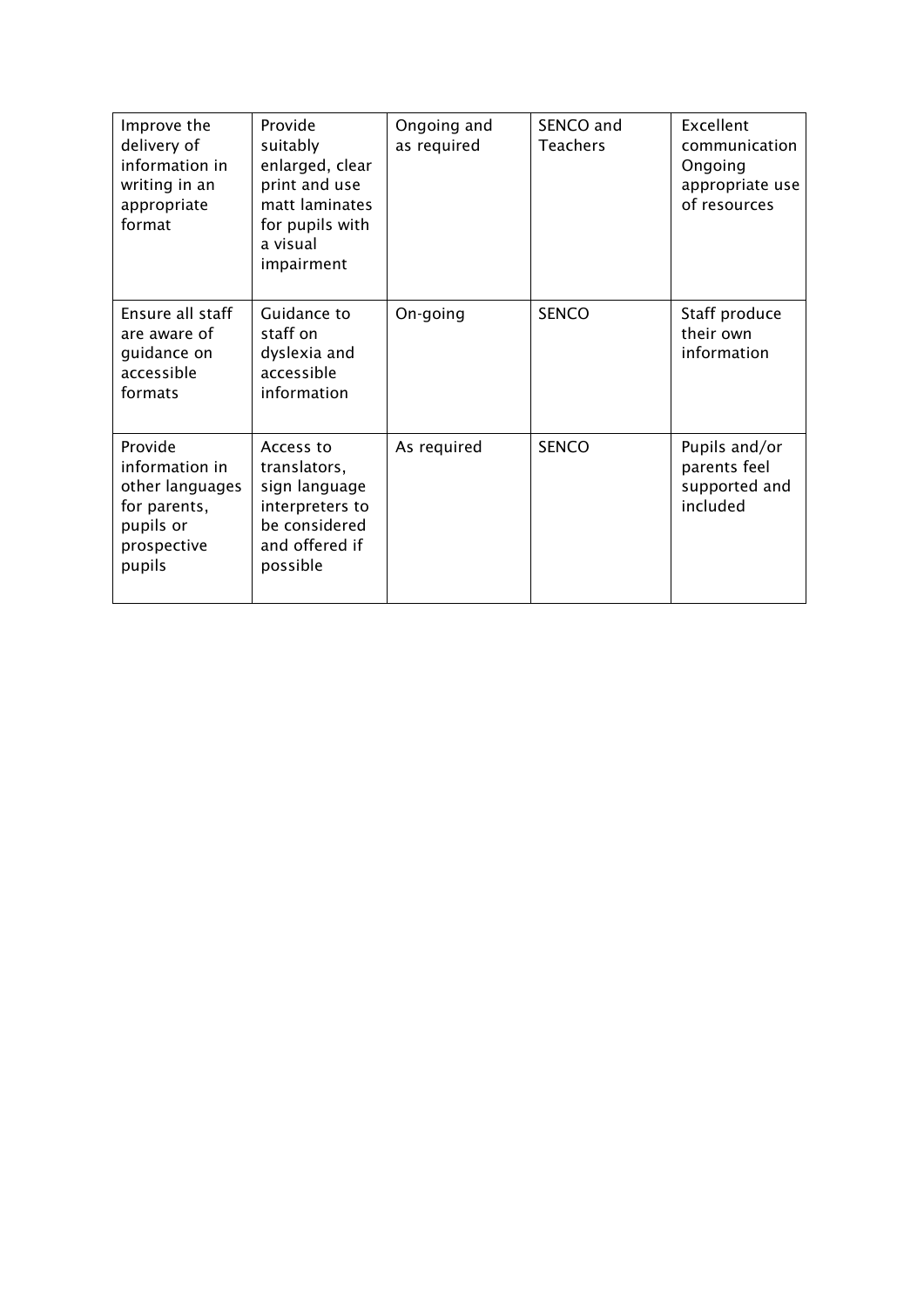| | | | | |
|---|---|---|---|---|
| Improve the delivery of information in writing in an appropriate format | Provide suitably enlarged, clear print and use matt laminates for pupils with a visual impairment | Ongoing and as required | SENCO and Teachers | Excellent communication Ongoing appropriate use of resources |
| Ensure all staff are aware of guidance on accessible formats | Guidance to staff on dyslexia and accessible information | On-going | SENCO | Staff produce their own information |
| Provide information in other languages for parents, pupils or prospective pupils | Access to translators, sign language interpreters to be considered and offered if possible | As required | SENCO | Pupils and/or parents feel supported and included |